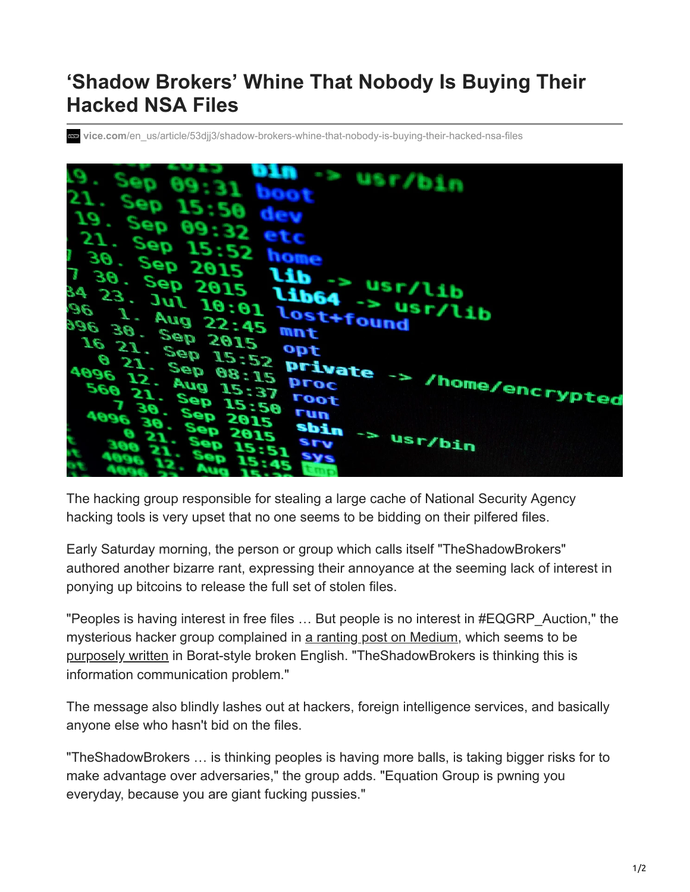# ‘Shadow Brokers’ Whine That Nobody Is Buying Their Hacked NSA Files

vice.com/en_us/article/53djj3/shadow-brokers-whine-that-nobody-is-buying-their-hacked-nsa-files

The hacking group responsible for stealing a large cache of National Security Agency hacking tools is very upset that no one seems to be bidding on their pilfered files.

Early Saturday morning, the person or group which calls itself "TheShadowBrokers" authored another bizarre rant, expressing their annoyance at the seeming lack of interest in ponying up bitcoins to release the full set of stolen files.

"Peoples is having interest in free files … But people is no interest in #EQGRP_Auction," the mysterious hacker group complained in a ranting post on Medium, which seems to be purposely written in Borat-style broken English. "TheShadowBrokers is thinking this is information communication problem."

The message also blindly lashes out at hackers, foreign intelligence services, and basically anyone else who hasn't bid on the files.

"TheShadowBrokers … is thinking peoples is having more balls, is taking bigger risks for to make advantage over adversaries," the group adds. "Equation Group is pwning you everyday, because you are giant fucking pussies."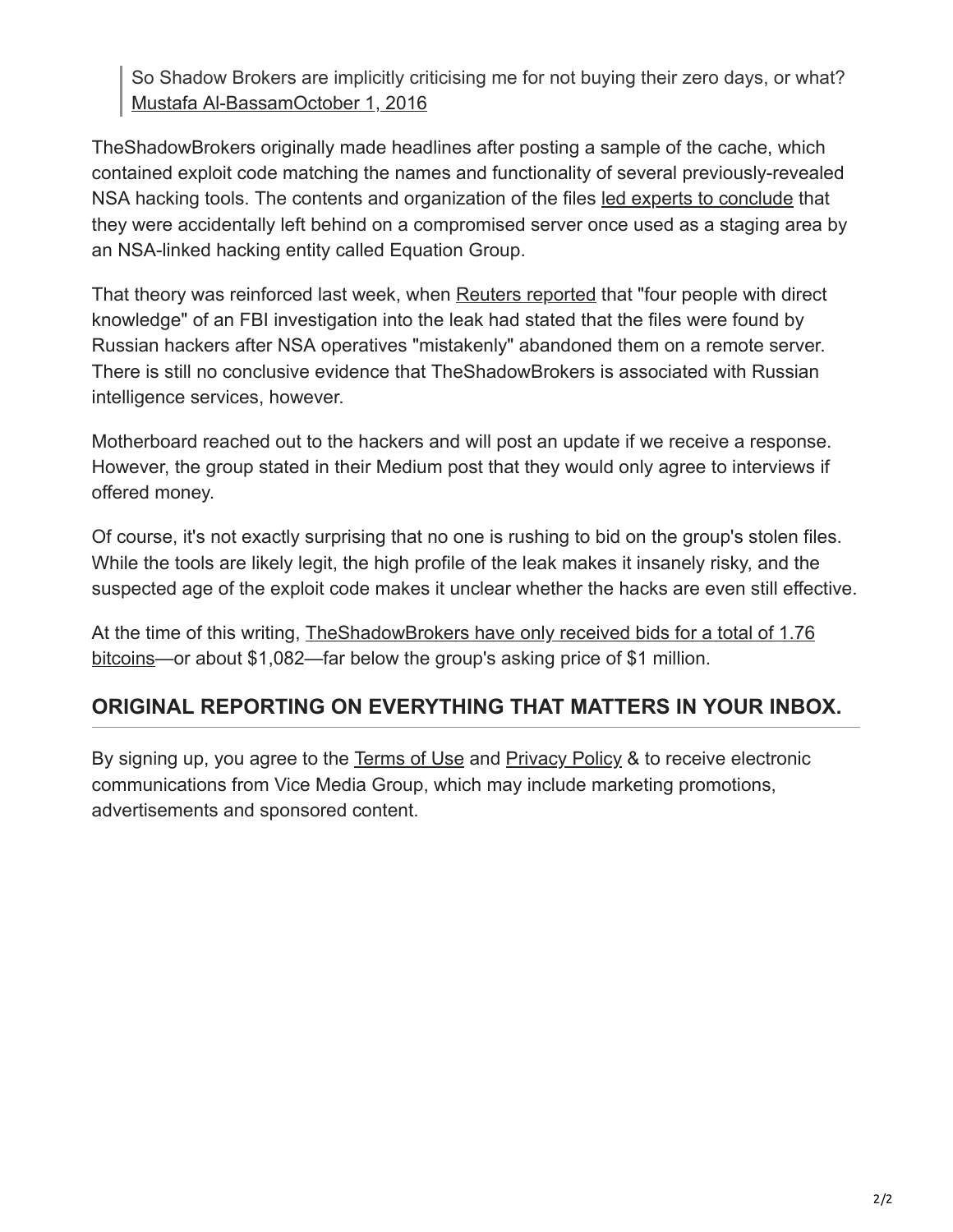> So Shadow Brokers are implicitly criticising me for not buying their zero days, or what?
> Mustafa Al-BassamOctober 1, 2016

TheShadowBrokers originally made headlines after posting a sample of the cache, which contained exploit code matching the names and functionality of several previously-revealed NSA hacking tools. The contents and organization of the files led experts to conclude that they were accidentally left behind on a compromised server once used as a staging area by an NSA-linked hacking entity called Equation Group.

That theory was reinforced last week, when Reuters reported that "four people with direct knowledge" of an FBI investigation into the leak had stated that the files were found by Russian hackers after NSA operatives "mistakenly" abandoned them on a remote server. There is still no conclusive evidence that TheShadowBrokers is associated with Russian intelligence services, however.

Motherboard reached out to the hackers and will post an update if we receive a response. However, the group stated in their Medium post that they would only agree to interviews if offered money.

Of course, it's not exactly surprising that no one is rushing to bid on the group's stolen files. While the tools are likely legit, the high profile of the leak makes it insanely risky, and the suspected age of the exploit code makes it unclear whether the hacks are even still effective.

At the time of this writing, TheShadowBrokers have only received bids for a total of 1.76 bitcoins—or about $1,082—far below the group's asking price of $1 million.

## ORIGINAL REPORTING ON EVERYTHING THAT MATTERS IN YOUR INBOX.

By signing up, you agree to the Terms of Use and Privacy Policy & to receive electronic communications from Vice Media Group, which may include marketing promotions, advertisements and sponsored content.